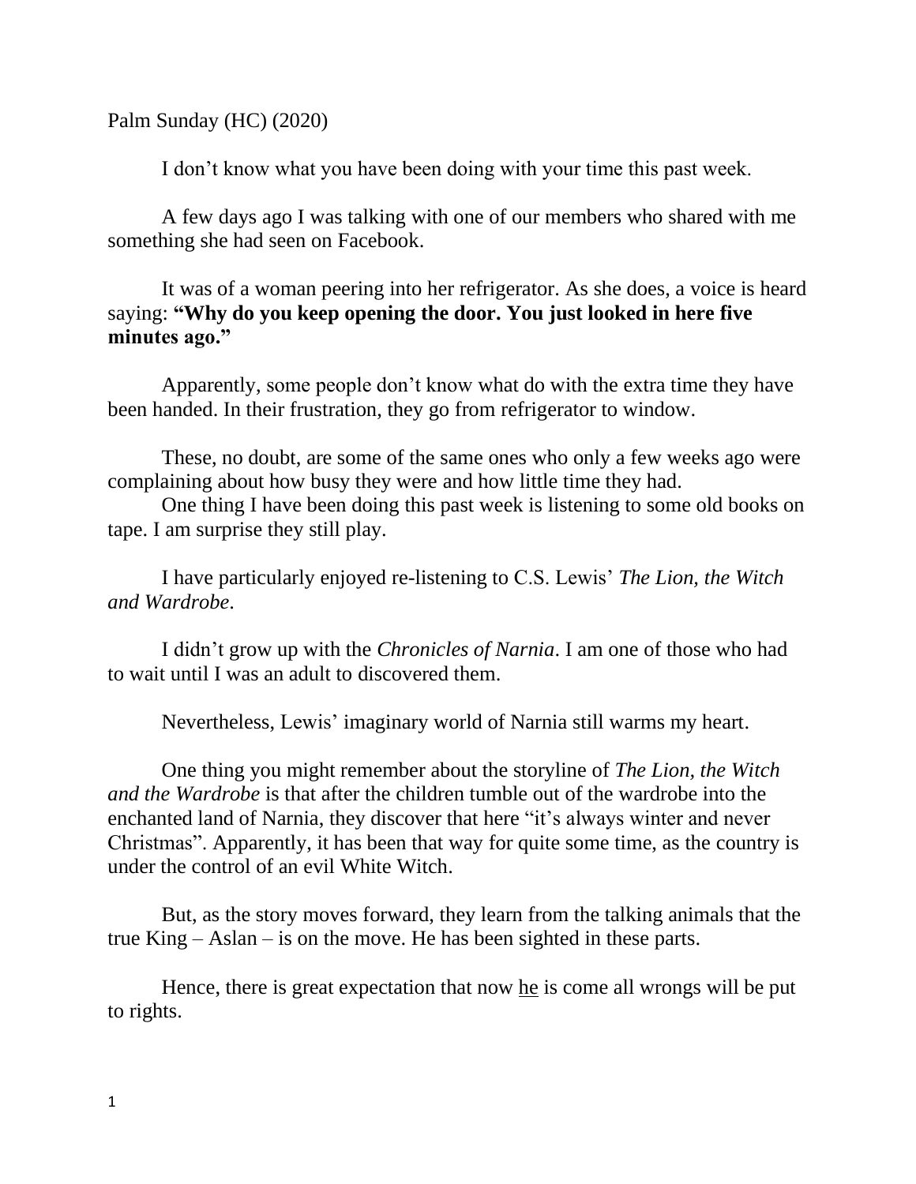Palm Sunday (HC) (2020)

I don't know what you have been doing with your time this past week.

A few days ago I was talking with one of our members who shared with me something she had seen on Facebook.

It was of a woman peering into her refrigerator. As she does, a voice is heard saying: **"Why do you keep opening the door. You just looked in here five minutes ago."**

Apparently, some people don't know what do with the extra time they have been handed. In their frustration, they go from refrigerator to window.

These, no doubt, are some of the same ones who only a few weeks ago were complaining about how busy they were and how little time they had.

One thing I have been doing this past week is listening to some old books on tape. I am surprise they still play.

I have particularly enjoyed re-listening to C.S. Lewis' *The Lion, the Witch and Wardrobe*.

I didn't grow up with the *Chronicles of Narnia*. I am one of those who had to wait until I was an adult to discovered them.

Nevertheless, Lewis' imaginary world of Narnia still warms my heart.

One thing you might remember about the storyline of *The Lion, the Witch and the Wardrobe* is that after the children tumble out of the wardrobe into the enchanted land of Narnia, they discover that here "it's always winter and never Christmas". Apparently, it has been that way for quite some time, as the country is under the control of an evil White Witch.

But, as the story moves forward, they learn from the talking animals that the true King – Aslan – is on the move. He has been sighted in these parts.

Hence, there is great expectation that now <u>he</u> is come all wrongs will be put to rights.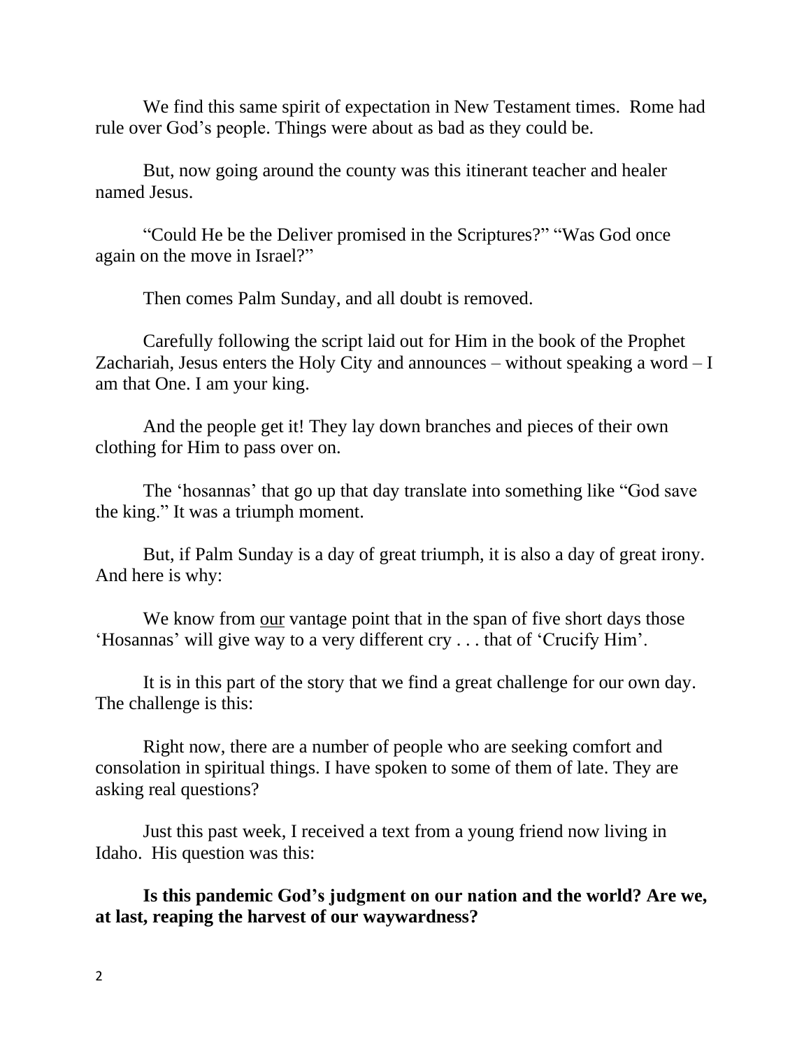We find this same spirit of expectation in New Testament times. Rome had rule over God's people. Things were about as bad as they could be.

But, now going around the county was this itinerant teacher and healer named Jesus.

"Could He be the Deliver promised in the Scriptures?" "Was God once again on the move in Israel?"

Then comes Palm Sunday, and all doubt is removed.

Carefully following the script laid out for Him in the book of the Prophet Zachariah, Jesus enters the Holy City and announces – without speaking a word – I am that One. I am your king.

And the people get it! They lay down branches and pieces of their own clothing for Him to pass over on.

The 'hosannas' that go up that day translate into something like "God save the king." It was a triumph moment.

But, if Palm Sunday is a day of great triumph, it is also a day of great irony. And here is why:

We know from <u>our</u> vantage point that in the span of five short days those 'Hosannas' will give way to a very different cry . . . that of 'Crucify Him'.

It is in this part of the story that we find a great challenge for our own day. The challenge is this:

Right now, there are a number of people who are seeking comfort and consolation in spiritual things. I have spoken to some of them of late. They are asking real questions?

Just this past week, I received a text from a young friend now living in Idaho. His question was this:

**Is this pandemic God's judgment on our nation and the world? Are we, at last, reaping the harvest of our waywardness?**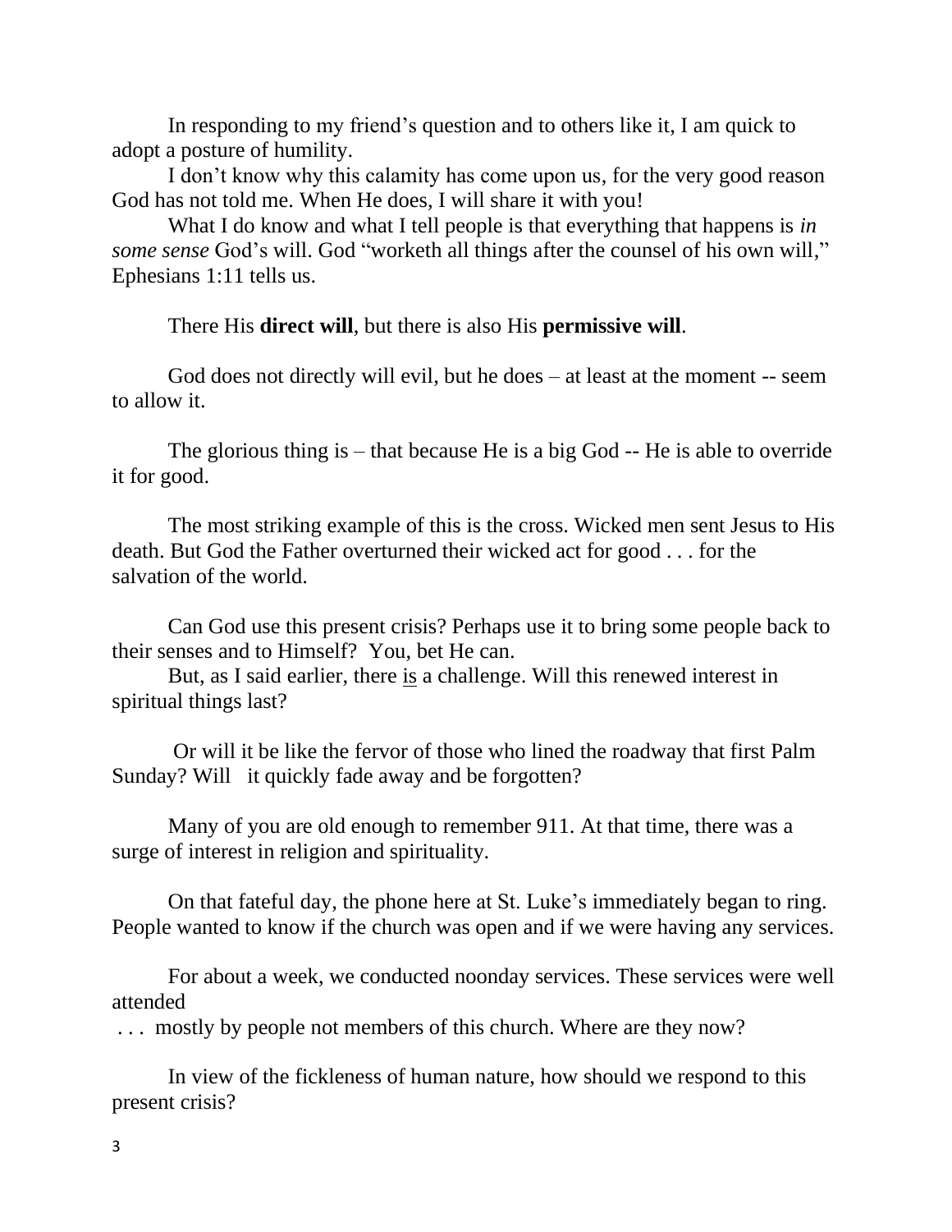In responding to my friend's question and to others like it, I am quick to adopt a posture of humility.

I don't know why this calamity has come upon us, for the very good reason God has not told me. When He does, I will share it with you!

What I do know and what I tell people is that everything that happens is *in some sense* God's will. God "worketh all things after the counsel of his own will," Ephesians 1:11 tells us.

There His **direct will**, but there is also His **permissive will**.

God does not directly will evil, but he does – at least at the moment -- seem to allow it.

The glorious thing is – that because He is a big God -- He is able to override it for good.

The most striking example of this is the cross. Wicked men sent Jesus to His death. But God the Father overturned their wicked act for good . . . for the salvation of the world.

Can God use this present crisis? Perhaps use it to bring some people back to their senses and to Himself? You, bet He can.

But, as I said earlier, there <u>is</u> a challenge. Will this renewed interest in spiritual things last?

Or will it be like the fervor of those who lined the roadway that first Palm Sunday? Will it quickly fade away and be forgotten?

Many of you are old enough to remember 911. At that time, there was a surge of interest in religion and spirituality.

On that fateful day, the phone here at St. Luke's immediately began to ring. People wanted to know if the church was open and if we were having any services.

For about a week, we conducted noonday services. These services were well attended
. . . mostly by people not members of this church. Where are they now?

In view of the fickleness of human nature, how should we respond to this present crisis?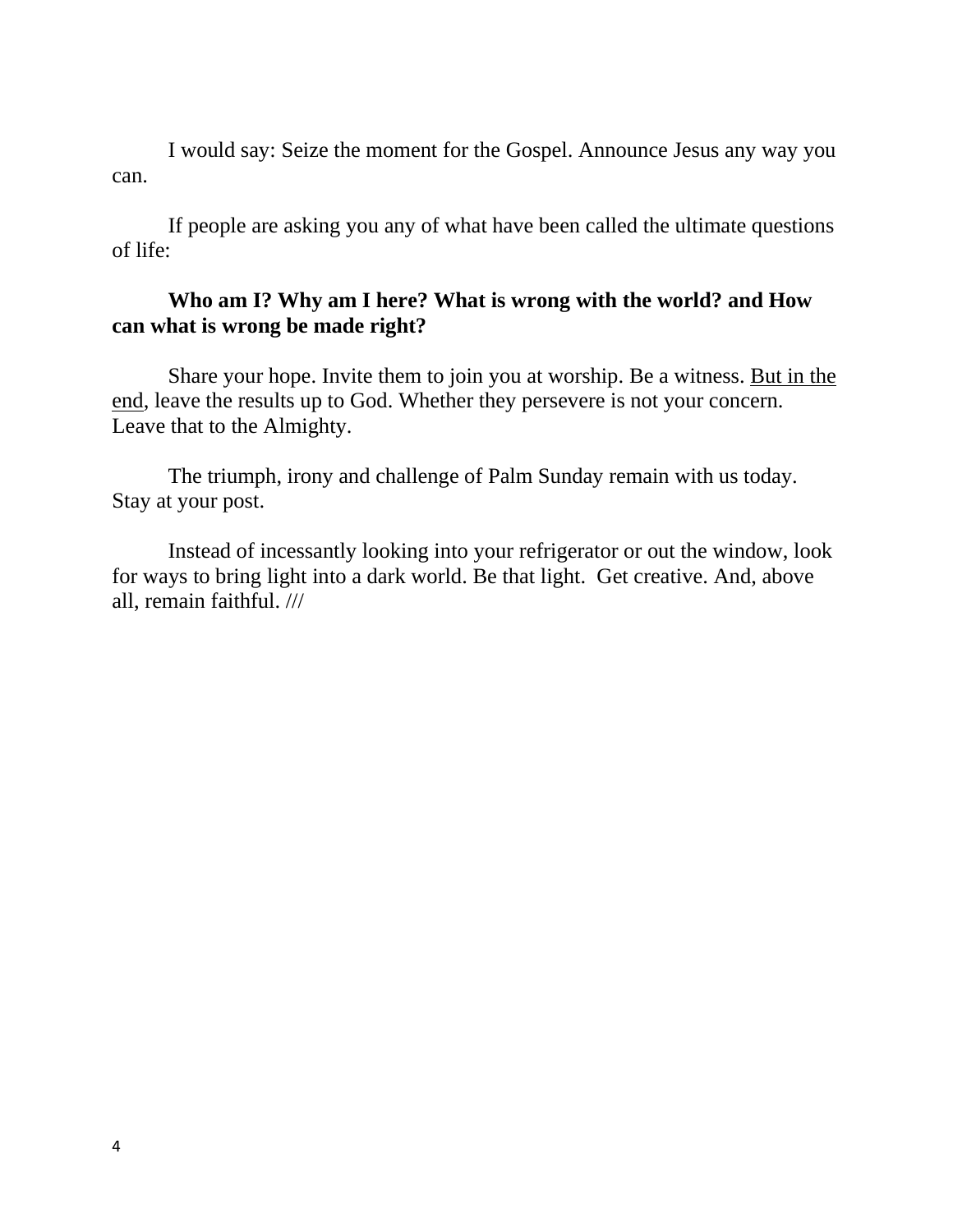I would say: Seize the moment for the Gospel. Announce Jesus any way you can.

If people are asking you any of what have been called the ultimate questions of life:

**Who am I? Why am I here? What is wrong with the world? and How can what is wrong be made right?**

Share your hope. Invite them to join you at worship. Be a witness. <u>But in the end</u>, leave the results up to God. Whether they persevere is not your concern. Leave that to the Almighty.

The triumph, irony and challenge of Palm Sunday remain with us today. Stay at your post.

Instead of incessantly looking into your refrigerator or out the window, look for ways to bring light into a dark world. Be that light. Get creative. And, above all, remain faithful. ///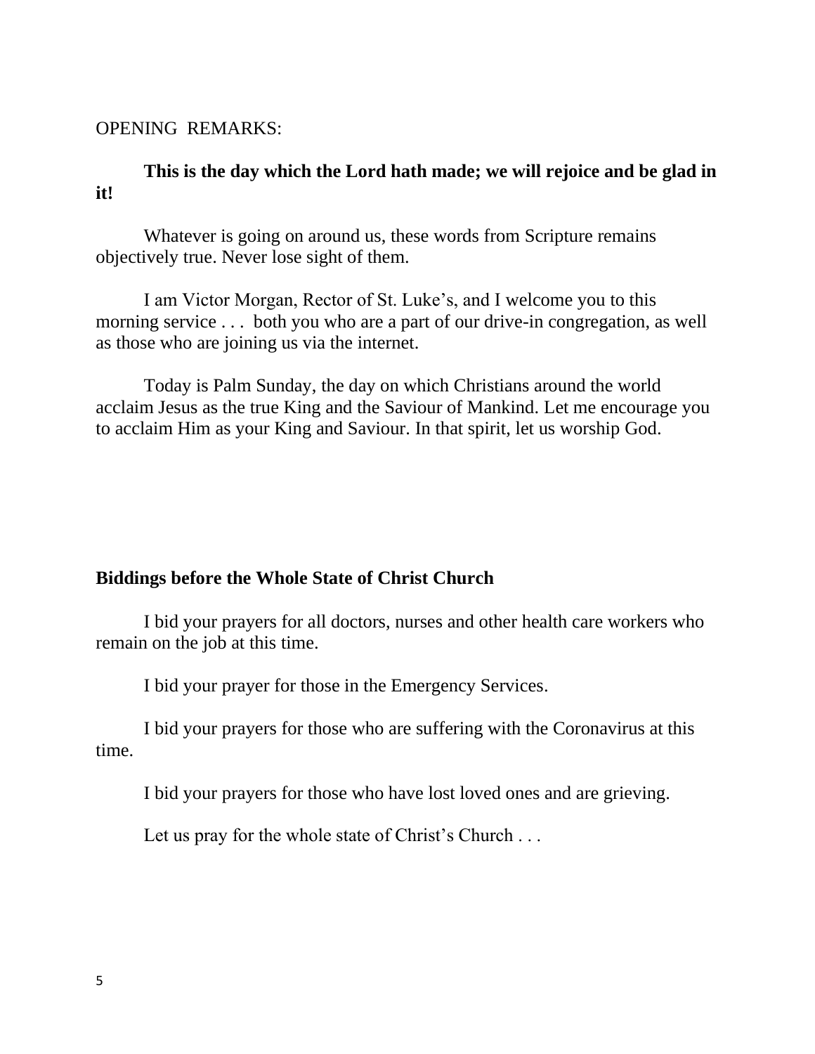OPENING REMARKS:

**This is the day which the Lord hath made; we will rejoice and be glad in it!**

Whatever is going on around us, these words from Scripture remains objectively true. Never lose sight of them.

I am Victor Morgan, Rector of St. Luke's, and I welcome you to this morning service . . . both you who are a part of our drive-in congregation, as well as those who are joining us via the internet.

Today is Palm Sunday, the day on which Christians around the world acclaim Jesus as the true King and the Saviour of Mankind. Let me encourage you to acclaim Him as your King and Saviour. In that spirit, let us worship God.

**Biddings before the Whole State of Christ Church**

I bid your prayers for all doctors, nurses and other health care workers who remain on the job at this time.

I bid your prayer for those in the Emergency Services.

I bid your prayers for those who are suffering with the Coronavirus at this time.

I bid your prayers for those who have lost loved ones and are grieving.

Let us pray for the whole state of Christ's Church . . .